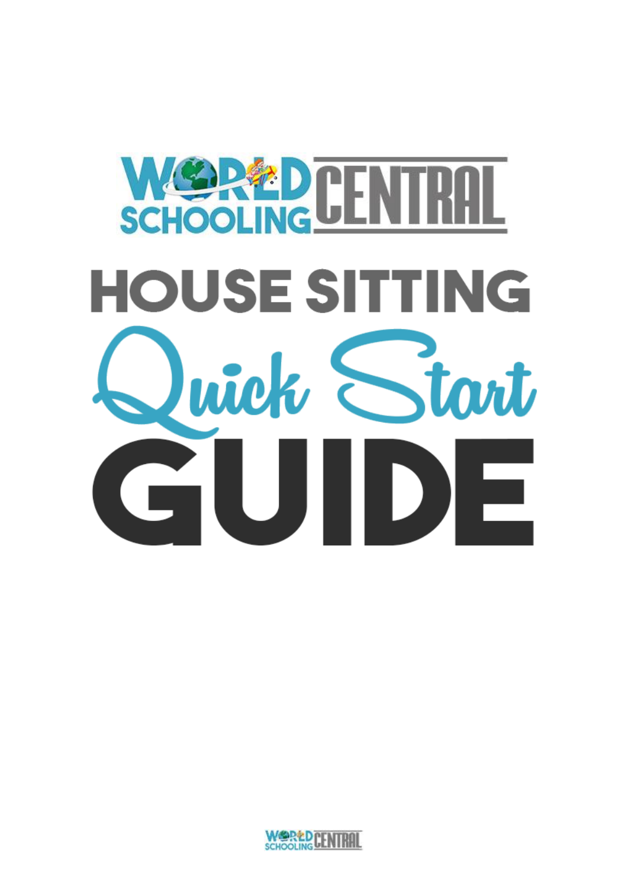WORLDSCHOOLING CENTRAL

# HOUSE SITTING

# Quick Start

# GUIDE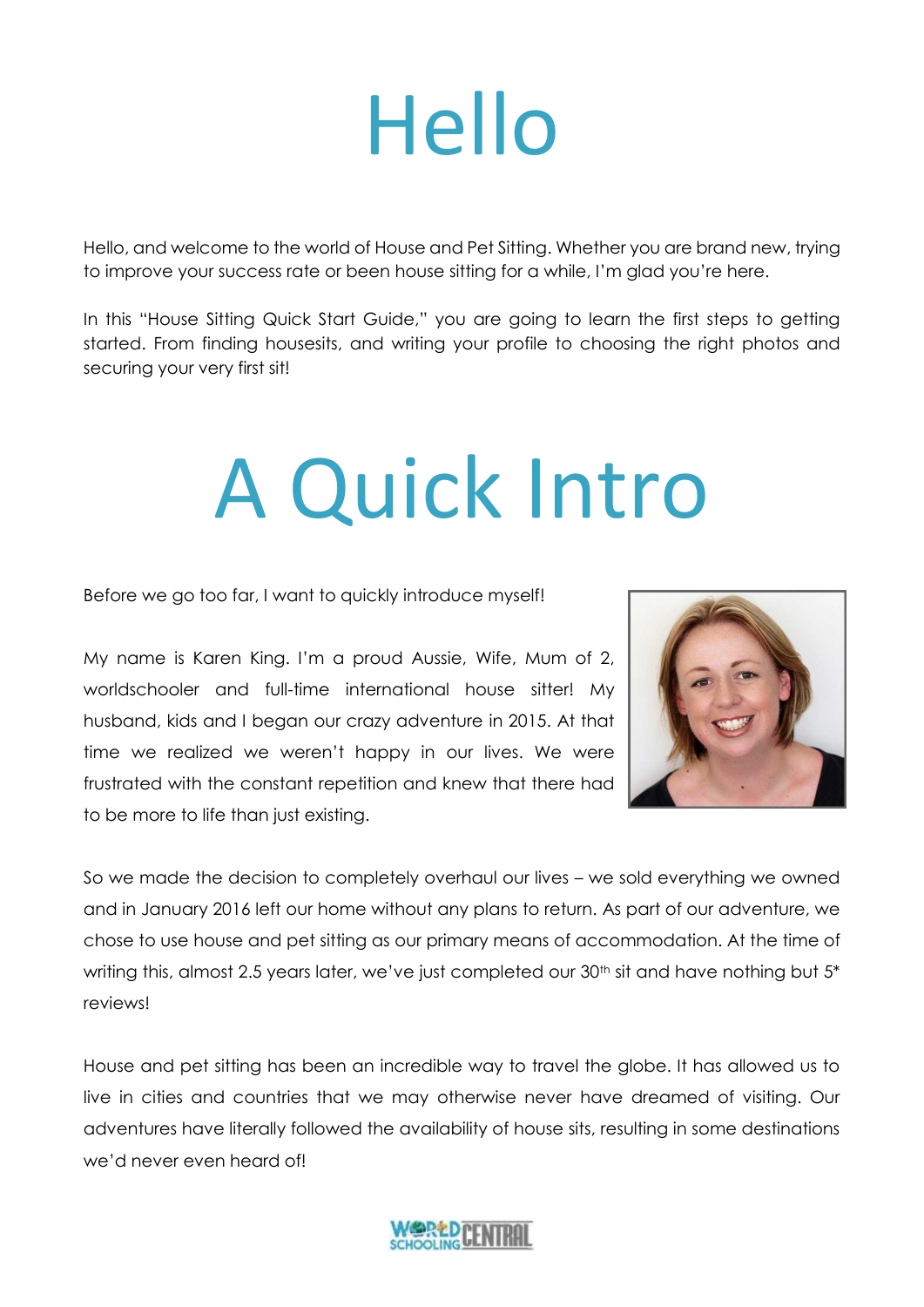# Hello

Hello, and welcome to the world of House and Pet Sitting. Whether you are brand new, trying to improve your success rate or been house sitting for a while, I'm glad you're here.

In this "House Sitting Quick Start Guide," you are going to learn the first steps to getting started. From finding housesits, and writing your profile to choosing the right photos and securing your very first sit!

# A Quick Intro

Before we go too far, I want to quickly introduce myself!

My name is Karen King. I'm a proud Aussie, Wife, Mum of 2, worldschooler and full-time international house sitter! My husband, kids and I began our crazy adventure in 2015. At that time we realized we weren't happy in our lives. We were frustrated with the constant repetition and knew that there had to be more to life than just existing.

So we made the decision to completely overhaul our lives – we sold everything we owned and in January 2016 left our home without any plans to return. As part of our adventure, we chose to use house and pet sitting as our primary means of accommodation. At the time of writing this, almost 2.5 years later, we've just completed our 30th sit and have nothing but 5* reviews!

House and pet sitting has been an incredible way to travel the globe. It has allowed us to live in cities and countries that we may otherwise never have dreamed of visiting. Our adventures have literally followed the availability of house sits, resulting in some destinations we'd never even heard of!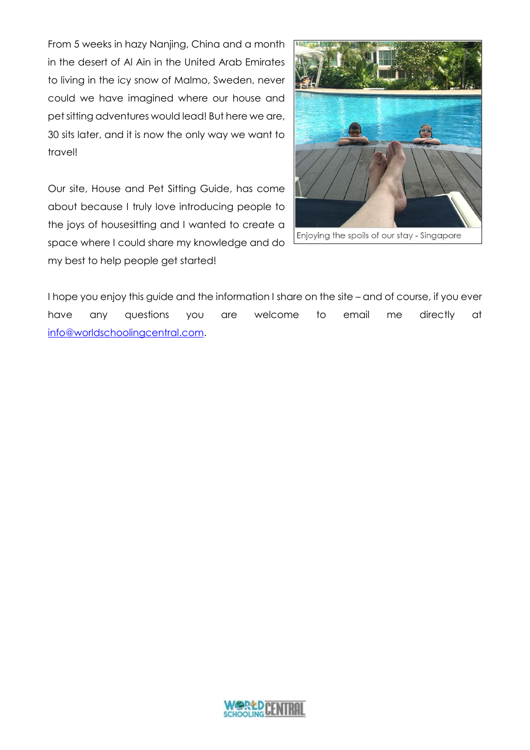From 5 weeks in hazy Nanjing, China and a month in the desert of Al Ain in the United Arab Emirates to living in the icy snow of Malmo, Sweden, never could we have imagined where our house and pet sitting adventures would lead! But here we are, 30 sits later, and it is now the only way we want to travel!

Our site, House and Pet Sitting Guide, has come about because I truly love introducing people to the joys of housesitting and I wanted to create a space where I could share my knowledge and do my best to help people get started!

Enjoying the spoils of our stay - Singapore

I hope you enjoy this guide and the information I share on the site – and of course, if you ever have any questions you are welcome to email me directly at [info@worldschoolingcentral.com](mailto:info@worldschoolingcentral.com).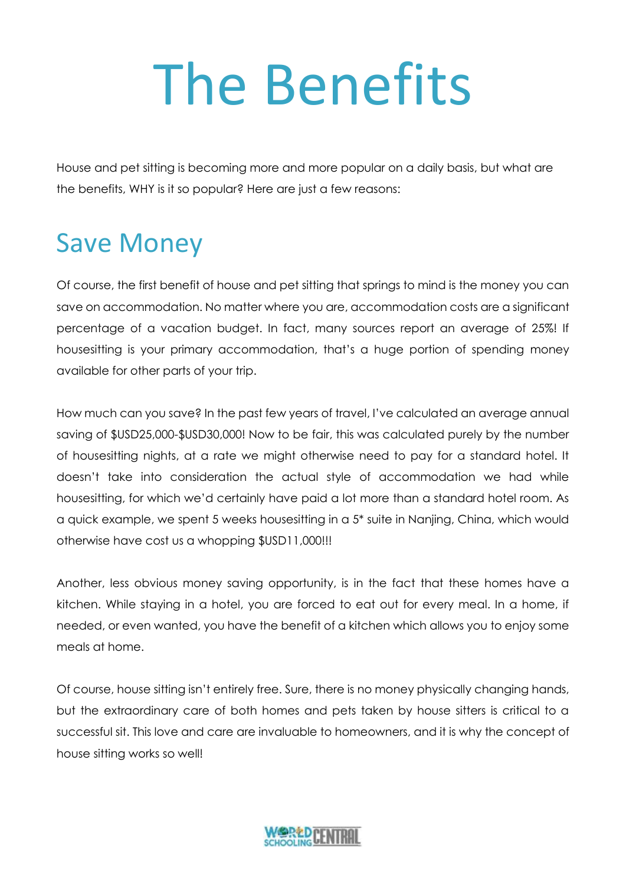# The Benefits

House and pet sitting is becoming more and more popular on a daily basis, but what are the benefits, WHY is it so popular? Here are just a few reasons:

## Save Money

Of course, the first benefit of house and pet sitting that springs to mind is the money you can save on accommodation. No matter where you are, accommodation costs are a significant percentage of a vacation budget. In fact, many sources report an average of 25%! If housesitting is your primary accommodation, that's a huge portion of spending money available for other parts of your trip.

How much can you save? In the past few years of travel, I've calculated an average annual saving of $USD25,000-$USD30,000! Now to be fair, this was calculated purely by the number of housesitting nights, at a rate we might otherwise need to pay for a standard hotel. It doesn't take into consideration the actual style of accommodation we had while housesitting, for which we'd certainly have paid a lot more than a standard hotel room. As a quick example, we spent 5 weeks housesitting in a 5* suite in Nanjing, China, which would otherwise have cost us a whopping $USD11,000!!!

Another, less obvious money saving opportunity, is in the fact that these homes have a kitchen. While staying in a hotel, you are forced to eat out for every meal. In a home, if needed, or even wanted, you have the benefit of a kitchen which allows you to enjoy some meals at home.

Of course, house sitting isn't entirely free. Sure, there is no money physically changing hands, but the extraordinary care of both homes and pets taken by house sitters is critical to a successful sit. This love and care are invaluable to homeowners, and it is why the concept of house sitting works so well!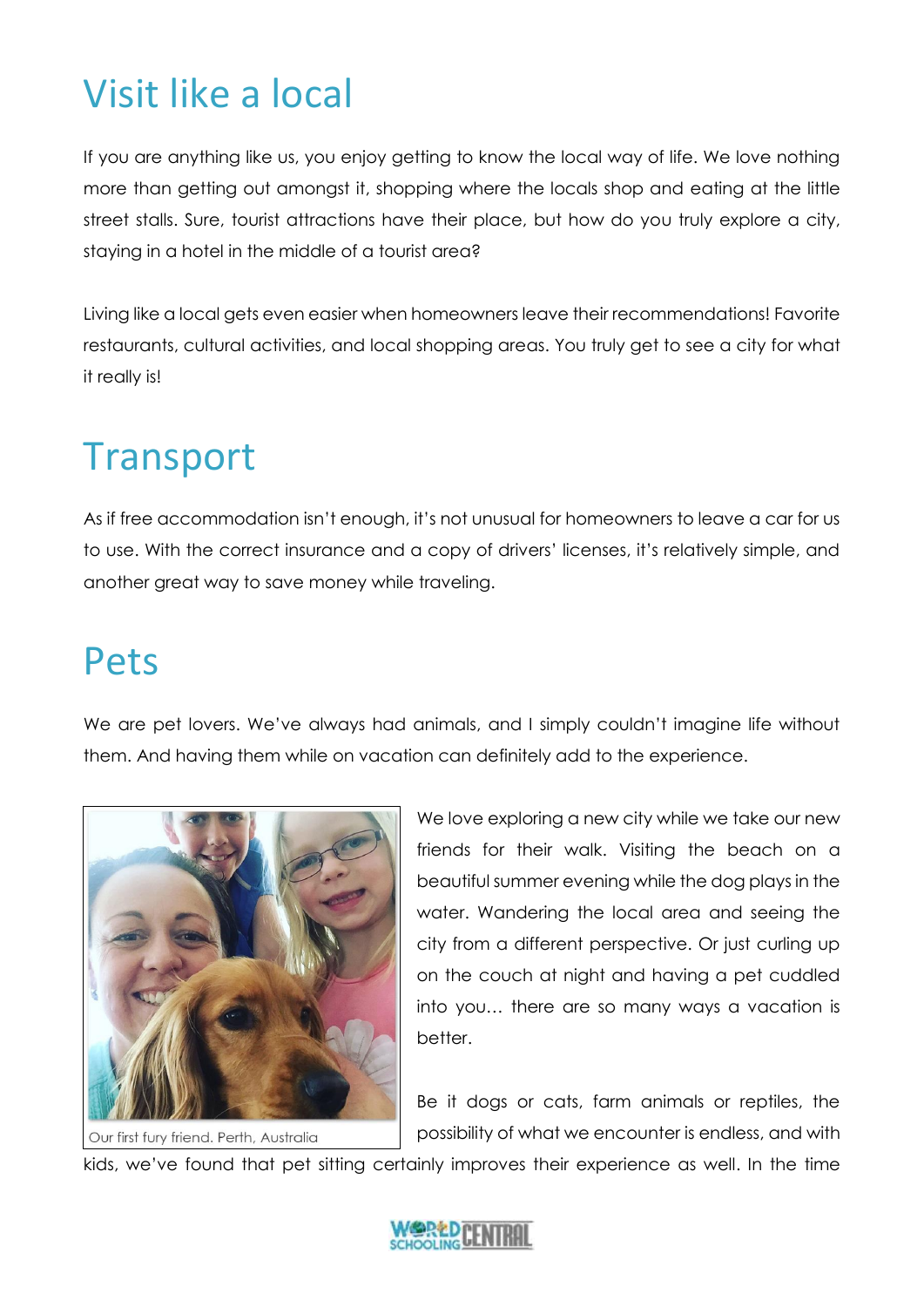# Visit like a local

If you are anything like us, you enjoy getting to know the local way of life. We love nothing more than getting out amongst it, shopping where the locals shop and eating at the little street stalls. Sure, tourist attractions have their place, but how do you truly explore a city, staying in a hotel in the middle of a tourist area?

Living like a local gets even easier when homeowners leave their recommendations! Favorite restaurants, cultural activities, and local shopping areas. You truly get to see a city for what it really is!

# Transport

As if free accommodation isn't enough, it's not unusual for homeowners to leave a car for us to use. With the correct insurance and a copy of drivers' licenses, it's relatively simple, and another great way to save money while traveling.

# Pets

We are pet lovers. We've always had animals, and I simply couldn't imagine life without them. And having them while on vacation can definitely add to the experience.

Our first fury friend. Perth, Australia

We love exploring a new city while we take our new friends for their walk. Visiting the beach on a beautiful summer evening while the dog plays in the water. Wandering the local area and seeing the city from a different perspective. Or just curling up on the couch at night and having a pet cuddled into you… there are so many ways a vacation is better.

Be it dogs or cats, farm animals or reptiles, the possibility of what we encounter is endless, and with kids, we've found that pet sitting certainly improves their experience as well. In the time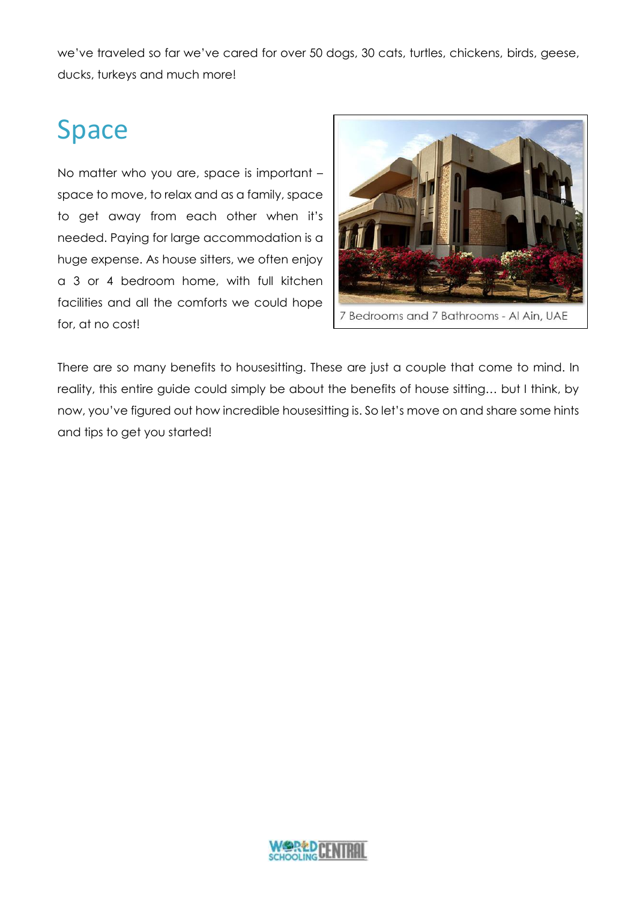we've traveled so far we've cared for over 50 dogs, 30 cats, turtles, chickens, birds, geese, ducks, turkeys and much more!

## Space

No matter who you are, space is important – space to move, to relax and as a family, space to get away from each other when it's needed. Paying for large accommodation is a huge expense. As house sitters, we often enjoy a 3 or 4 bedroom home, with full kitchen facilities and all the comforts we could hope for, at no cost!

7 Bedrooms and 7 Bathrooms - Al Ain, UAE

There are so many benefits to housesitting. These are just a couple that come to mind. In reality, this entire guide could simply be about the benefits of house sitting… but I think, by now, you've figured out how incredible housesitting is. So let's move on and share some hints and tips to get you started!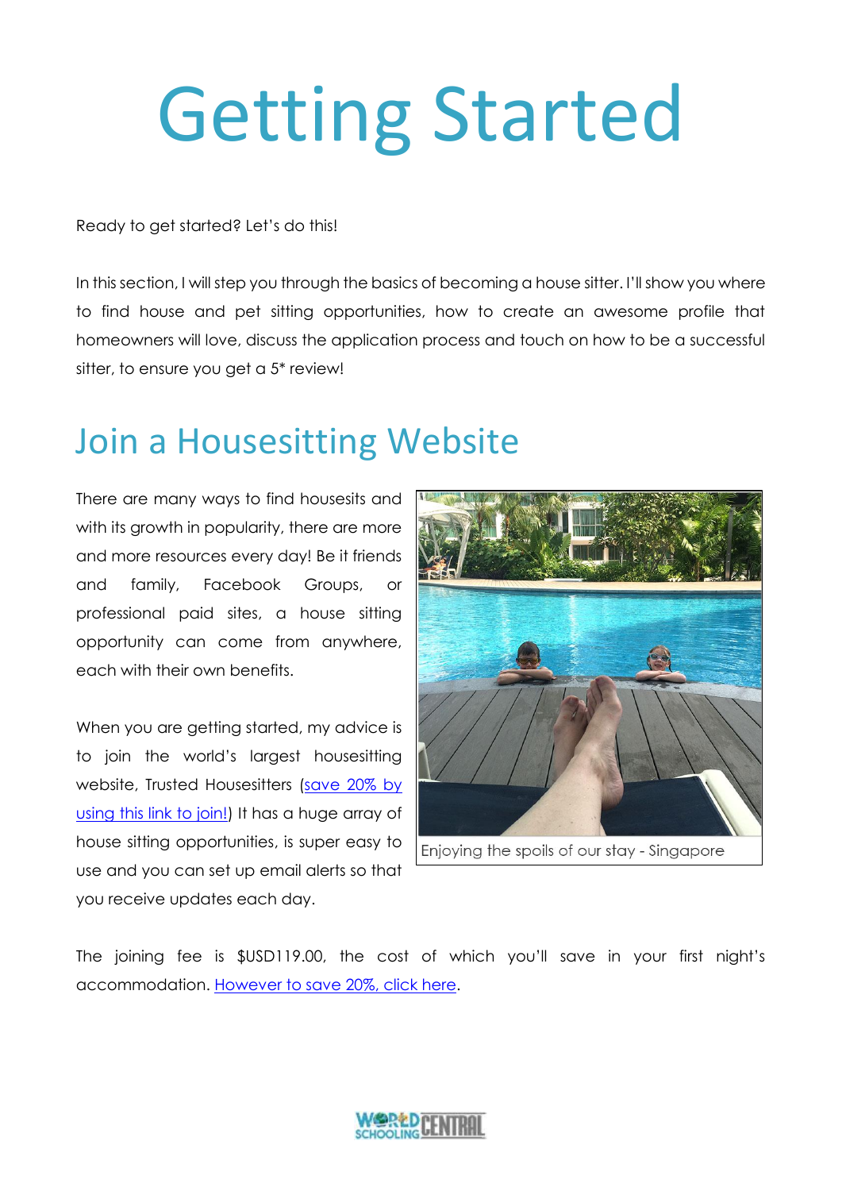# Getting Started

Ready to get started? Let's do this!

In this section, I will step you through the basics of becoming a house sitter. I'll show you where to find house and pet sitting opportunities, how to create an awesome profile that homeowners will love, discuss the application process and touch on how to be a successful sitter, to ensure you get a 5* review!

## Join a Housesitting Website

There are many ways to find housesits and with its growth in popularity, there are more and more resources every day! Be it friends and family, Facebook Groups, or professional paid sites, a house sitting opportunity can come from anywhere, each with their own benefits.

When you are getting started, my advice is to join the world's largest housesitting website, Trusted Housesitters (save 20% by using this link to join!) It has a huge array of house sitting opportunities, is super easy to use and you can set up email alerts so that you receive updates each day.

Enjoying the spoils of our stay - Singapore

The joining fee is $USD119.00, the cost of which you'll save in your first night's accommodation. However to save 20%, click here.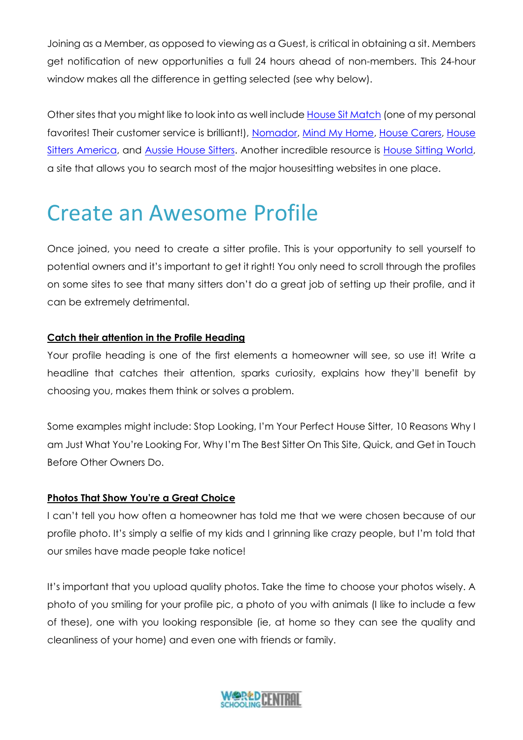Joining as a Member, as opposed to viewing as a Guest, is critical in obtaining a sit. Members get notification of new opportunities a full 24 hours ahead of non-members. This 24-hour window makes all the difference in getting selected (see why below).

Other sites that you might like to look into as well include House Sit Match (one of my personal favorites! Their customer service is brilliant!), Nomador, Mind My Home, House Carers, House Sitters America, and Aussie House Sitters. Another incredible resource is House Sitting World, a site that allows you to search most of the major housesitting websites in one place.

## Create an Awesome Profile

Once joined, you need to create a sitter profile. This is your opportunity to sell yourself to potential owners and it's important to get it right! You only need to scroll through the profiles on some sites to see that many sitters don't do a great job of setting up their profile, and it can be extremely detrimental.

### Catch their attention in the Profile Heading

Your profile heading is one of the first elements a homeowner will see, so use it! Write a headline that catches their attention, sparks curiosity, explains how they'll benefit by choosing you, makes them think or solves a problem.

Some examples might include: Stop Looking, I'm Your Perfect House Sitter, 10 Reasons Why I am Just What You're Looking For, Why I'm The Best Sitter On This Site, Quick, and Get in Touch Before Other Owners Do.

### Photos That Show You're a Great Choice

I can't tell you how often a homeowner has told me that we were chosen because of our profile photo. It's simply a selfie of my kids and I grinning like crazy people, but I'm told that our smiles have made people take notice!

It's important that you upload quality photos. Take the time to choose your photos wisely. A photo of you smiling for your profile pic, a photo of you with animals (I like to include a few of these), one with you looking responsible (ie, at home so they can see the quality and cleanliness of your home) and even one with friends or family.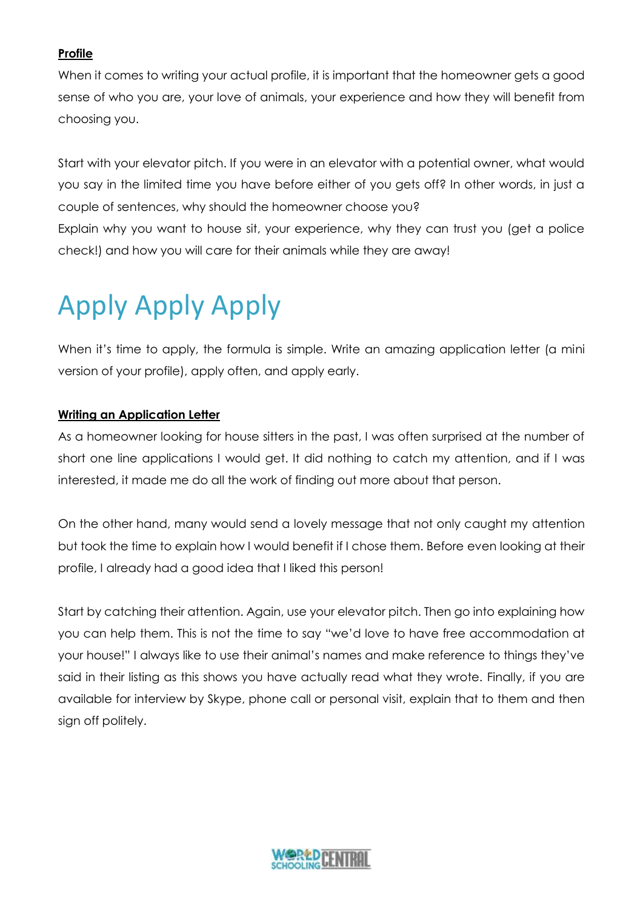**Profile**

When it comes to writing your actual profile, it is important that the homeowner gets a good sense of who you are, your love of animals, your experience and how they will benefit from choosing you.

Start with your elevator pitch. If you were in an elevator with a potential owner, what would you say in the limited time you have before either of you gets off? In other words, in just a couple of sentences, why should the homeowner choose you?
Explain why you want to house sit, your experience, why they can trust you (get a police check!) and how you will care for their animals while they are away!

# Apply Apply Apply

When it's time to apply, the formula is simple. Write an amazing application letter (a mini version of your profile), apply often, and apply early.

**Writing an Application Letter**

As a homeowner looking for house sitters in the past, I was often surprised at the number of short one line applications I would get. It did nothing to catch my attention, and if I was interested, it made me do all the work of finding out more about that person.

On the other hand, many would send a lovely message that not only caught my attention but took the time to explain how I would benefit if I chose them. Before even looking at their profile, I already had a good idea that I liked this person!

Start by catching their attention. Again, use your elevator pitch. Then go into explaining how you can help them. This is not the time to say "we'd love to have free accommodation at your house!" I always like to use their animal's names and make reference to things they've said in their listing as this shows you have actually read what they wrote. Finally, if you are available for interview by Skype, phone call or personal visit, explain that to them and then sign off politely.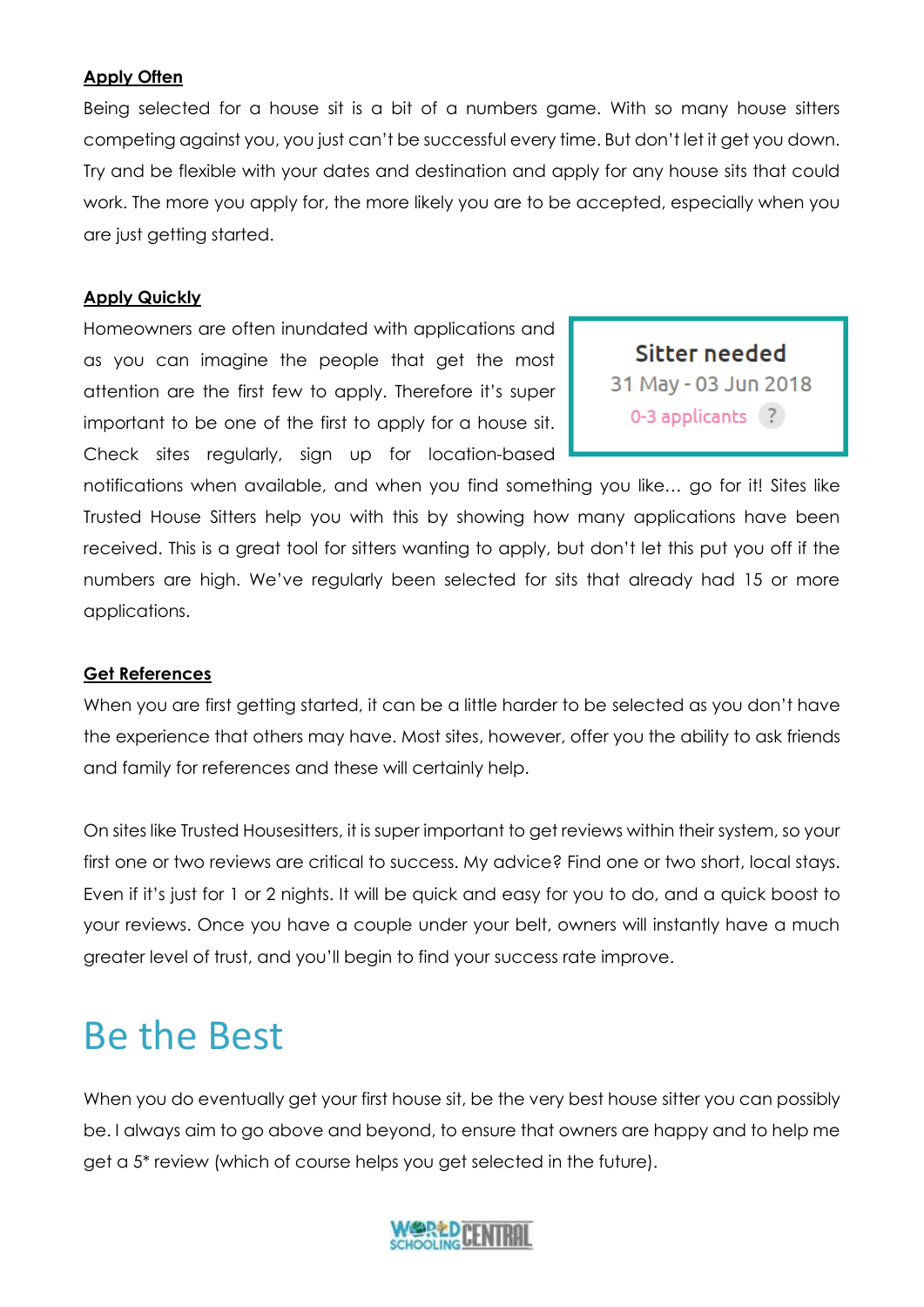**Apply Often**

Being selected for a house sit is a bit of a numbers game. With so many house sitters competing against you, you just can't be successful every time. But don't let it get you down. Try and be flexible with your dates and destination and apply for any house sits that could work. The more you apply for, the more likely you are to be accepted, especially when you are just getting started.

**Apply Quickly**

Homeowners are often inundated with applications and as you can imagine the people that get the most attention are the first few to apply. Therefore it's super important to be one of the first to apply for a house sit. Check sites regularly, sign up for location-based notifications when available, and when you find something you like… go for it! Sites like Trusted House Sitters help you with this by showing how many applications have been received. This is a great tool for sitters wanting to apply, but don't let this put you off if the numbers are high. We've regularly been selected for sits that already had 15 or more applications.

> **Sitter needed**
> 31 May - 03 Jun 2018
> 0-3 applicants ?

**Get References**

When you are first getting started, it can be a little harder to be selected as you don't have the experience that others may have. Most sites, however, offer you the ability to ask friends and family for references and these will certainly help.

On sites like Trusted Housesitters, it is super important to get reviews within their system, so your first one or two reviews are critical to success. My advice? Find one or two short, local stays. Even if it's just for 1 or 2 nights. It will be quick and easy for you to do, and a quick boost to your reviews. Once you have a couple under your belt, owners will instantly have a much greater level of trust, and you'll begin to find your success rate improve.

# Be the Best

When you do eventually get your first house sit, be the very best house sitter you can possibly be. I always aim to go above and beyond, to ensure that owners are happy and to help me get a 5* review (which of course helps you get selected in the future).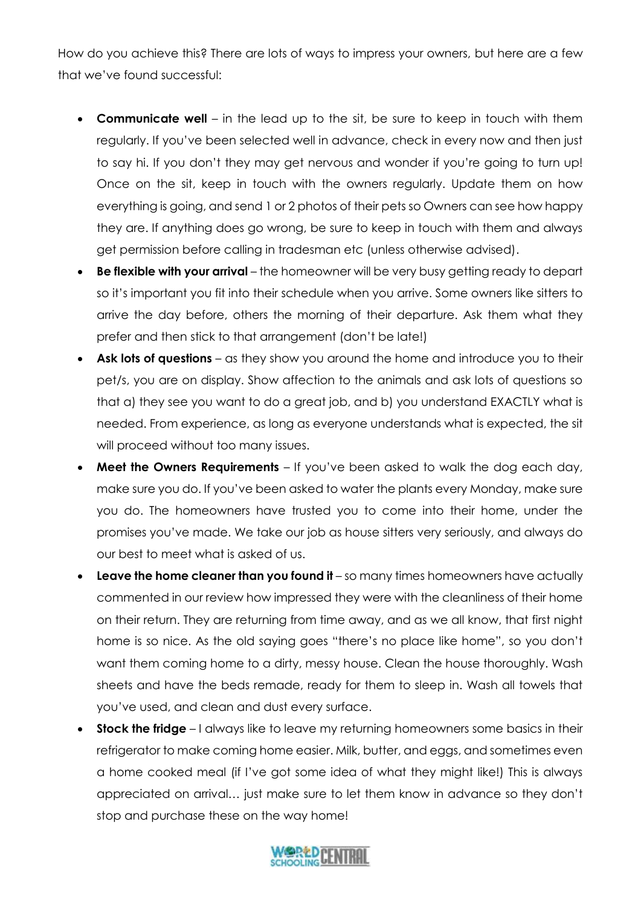How do you achieve this? There are lots of ways to impress your owners, but here are a few that we've found successful:

- **Communicate well** – in the lead up to the sit, be sure to keep in touch with them regularly. If you've been selected well in advance, check in every now and then just to say hi. If you don't they may get nervous and wonder if you're going to turn up! Once on the sit, keep in touch with the owners regularly. Update them on how everything is going, and send 1 or 2 photos of their pets so Owners can see how happy they are. If anything does go wrong, be sure to keep in touch with them and always get permission before calling in tradesman etc (unless otherwise advised).
- **Be flexible with your arrival** – the homeowner will be very busy getting ready to depart so it's important you fit into their schedule when you arrive. Some owners like sitters to arrive the day before, others the morning of their departure. Ask them what they prefer and then stick to that arrangement (don't be late!)
- **Ask lots of questions** – as they show you around the home and introduce you to their pet/s, you are on display. Show affection to the animals and ask lots of questions so that a) they see you want to do a great job, and b) you understand EXACTLY what is needed. From experience, as long as everyone understands what is expected, the sit will proceed without too many issues.
- **Meet the Owners Requirements** – If you've been asked to walk the dog each day, make sure you do. If you've been asked to water the plants every Monday, make sure you do. The homeowners have trusted you to come into their home, under the promises you've made. We take our job as house sitters very seriously, and always do our best to meet what is asked of us.
- **Leave the home cleaner than you found it** – so many times homeowners have actually commented in our review how impressed they were with the cleanliness of their home on their return. They are returning from time away, and as we all know, that first night home is so nice. As the old saying goes "there's no place like home", so you don't want them coming home to a dirty, messy house. Clean the house thoroughly. Wash sheets and have the beds remade, ready for them to sleep in. Wash all towels that you've used, and clean and dust every surface.
- **Stock the fridge** – I always like to leave my returning homeowners some basics in their refrigerator to make coming home easier. Milk, butter, and eggs, and sometimes even a home cooked meal (if I've got some idea of what they might like!) This is always appreciated on arrival… just make sure to let them know in advance so they don't stop and purchase these on the way home!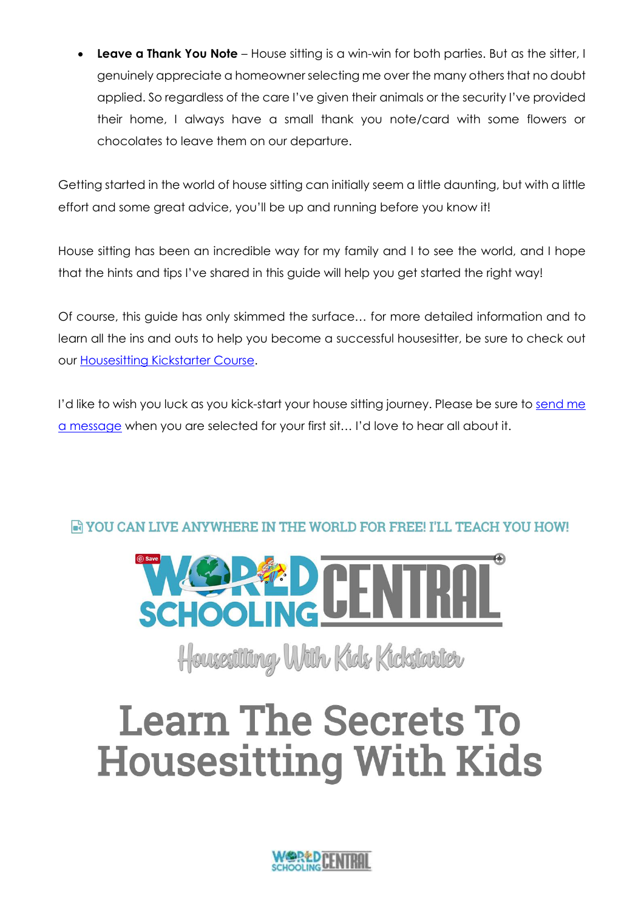- **Leave a Thank You Note** – House sitting is a win-win for both parties. But as the sitter, I genuinely appreciate a homeowner selecting me over the many others that no doubt applied. So regardless of the care I've given their animals or the security I've provided their home, I always have a small thank you note/card with some flowers or chocolates to leave them on our departure.

Getting started in the world of house sitting can initially seem a little daunting, but with a little effort and some great advice, you'll be up and running before you know it!

House sitting has been an incredible way for my family and I to see the world, and I hope that the hints and tips I've shared in this guide will help you get started the right way!

Of course, this guide has only skimmed the surface… for more detailed information and to learn all the ins and outs to help you become a successful housesitter, be sure to check out our Housesitting Kickstarter Course.

I'd like to wish you luck as you kick-start your house sitting journey. Please be sure to send me a message when you are selected for your first sit… I'd love to hear all about it.

YOU CAN LIVE ANYWHERE IN THE WORLD FOR FREE! I'LL TEACH YOU HOW!

WORLD SCHOOLING CENTRAL

Housesitting With Kids Kickstarter

# Learn The Secrets To Housesitting With Kids